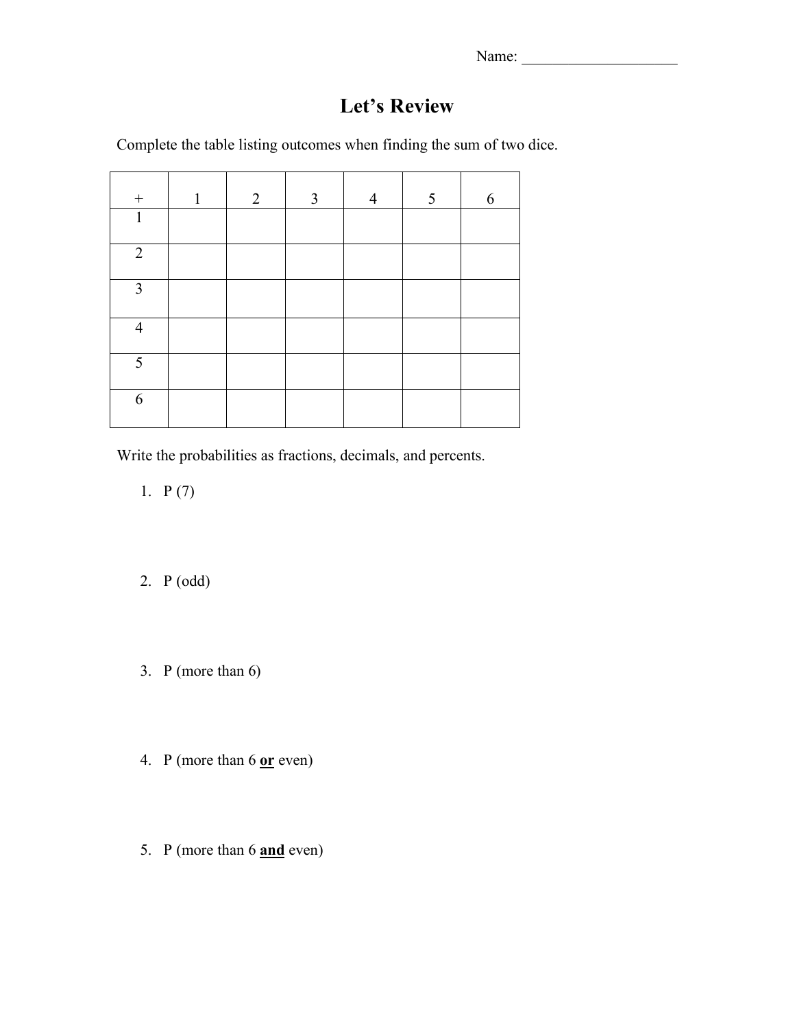Name: ____________________

# Let's Review

Complete the table listing outcomes when finding the sum of two dice.

| + | 1 | 2 | 3 | 4 | 5 | 6 |
|---|---|---|---|---|---|---|
| 1 | | | | | | |
| 2 | | | | | | |
| 3 | | | | | | |
| 4 | | | | | | |
| 5 | | | | | | |
| 6 | | | | | | |

Write the probabilities as fractions, decimals, and percents.

1. P (7)

2. P (odd)

3. P (more than 6)

4. P (more than 6 **or** even)

5. P (more than 6 **and** even)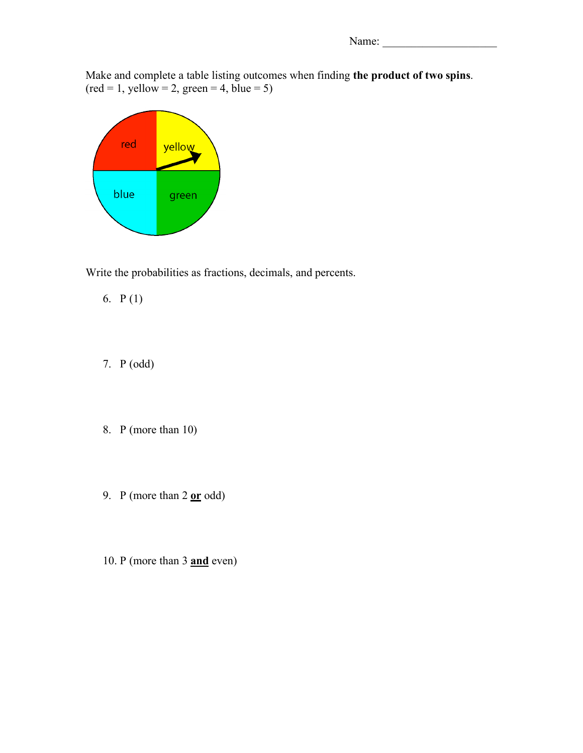Name: ____________________

Make and complete a table listing outcomes when finding **the product of two spins**.
(red = 1, yellow = 2, green = 4, blue = 5)

red
yellow
blue
green

Write the probabilities as fractions, decimals, and percents.

6. P (1)

7. P (odd)

8. P (more than 10)

9. P (more than 2 **<u>or</u>** odd)

10. P (more than 3 **<u>and</u>** even)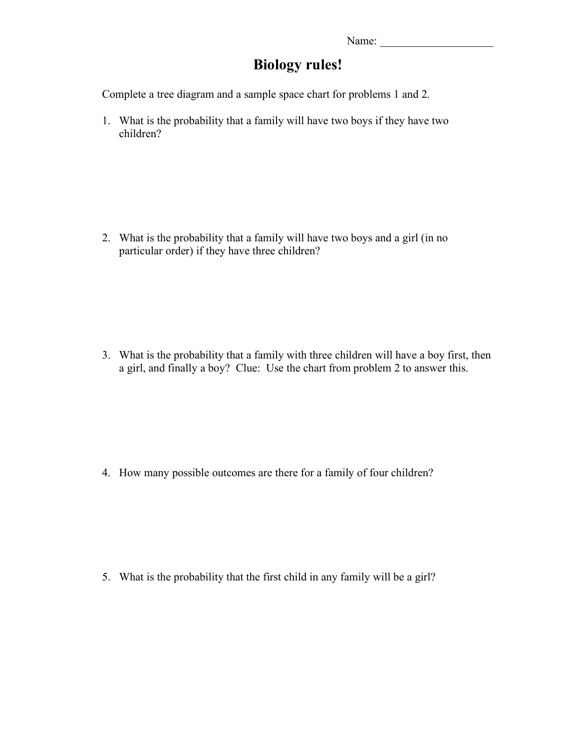Name: ____________________

# Biology rules!

Complete a tree diagram and a sample space chart for problems 1 and 2.

1. What is the probability that a family will have two boys if they have two children?

2. What is the probability that a family will have two boys and a girl (in no particular order) if they have three children?

3. What is the probability that a family with three children will have a boy first, then a girl, and finally a boy? Clue: Use the chart from problem 2 to answer this.

4. How many possible outcomes are there for a family of four children?

5. What is the probability that the first child in any family will be a girl?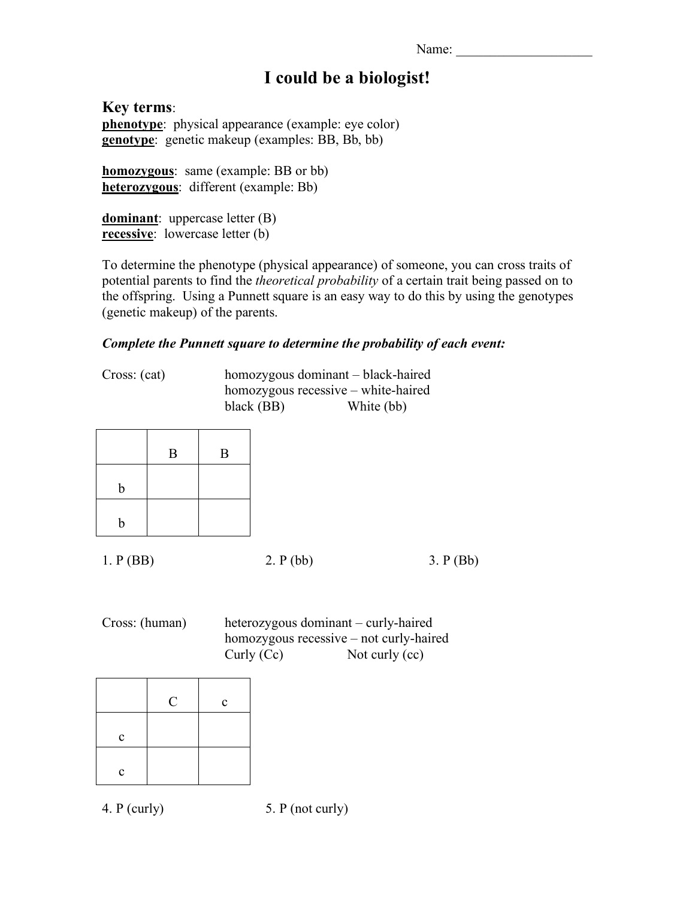Name: ____________________

# I could be a biologist!

## Key terms:

**<u>phenotype</u>**: physical appearance (example: eye color)
**<u>genotype</u>**: genetic makeup (examples: BB, Bb, bb)

**<u>homozygous</u>**: same (example: BB or bb)
**<u>heterozygous</u>**: different (example: Bb)

**<u>dominant</u>**: uppercase letter (B)
**<u>recessive</u>**: lowercase letter (b)

To determine the phenotype (physical appearance) of someone, you can cross traits of potential parents to find the *theoretical probability* of a certain trait being passed on to the offspring. Using a Punnett square is an easy way to do this by using the genotypes (genetic makeup) of the parents.

***Complete the Punnett square to determine the probability of each event:***

Cross: (cat) homozygous dominant – black-haired
homozygous recessive – white-haired
black (BB) White (bb)

| | B | B |
|---|---|---|
| b | | |
| b | | |

1. P (BB)
2. P (bb)
3. P (Bb)

Cross: (human) heterozygous dominant – curly-haired
homozygous recessive – not curly-haired
Curly (Cc) Not curly (cc)

| | C | c |
|---|---|---|
| c | | |
| c | | |

4. P (curly)
5. P (not curly)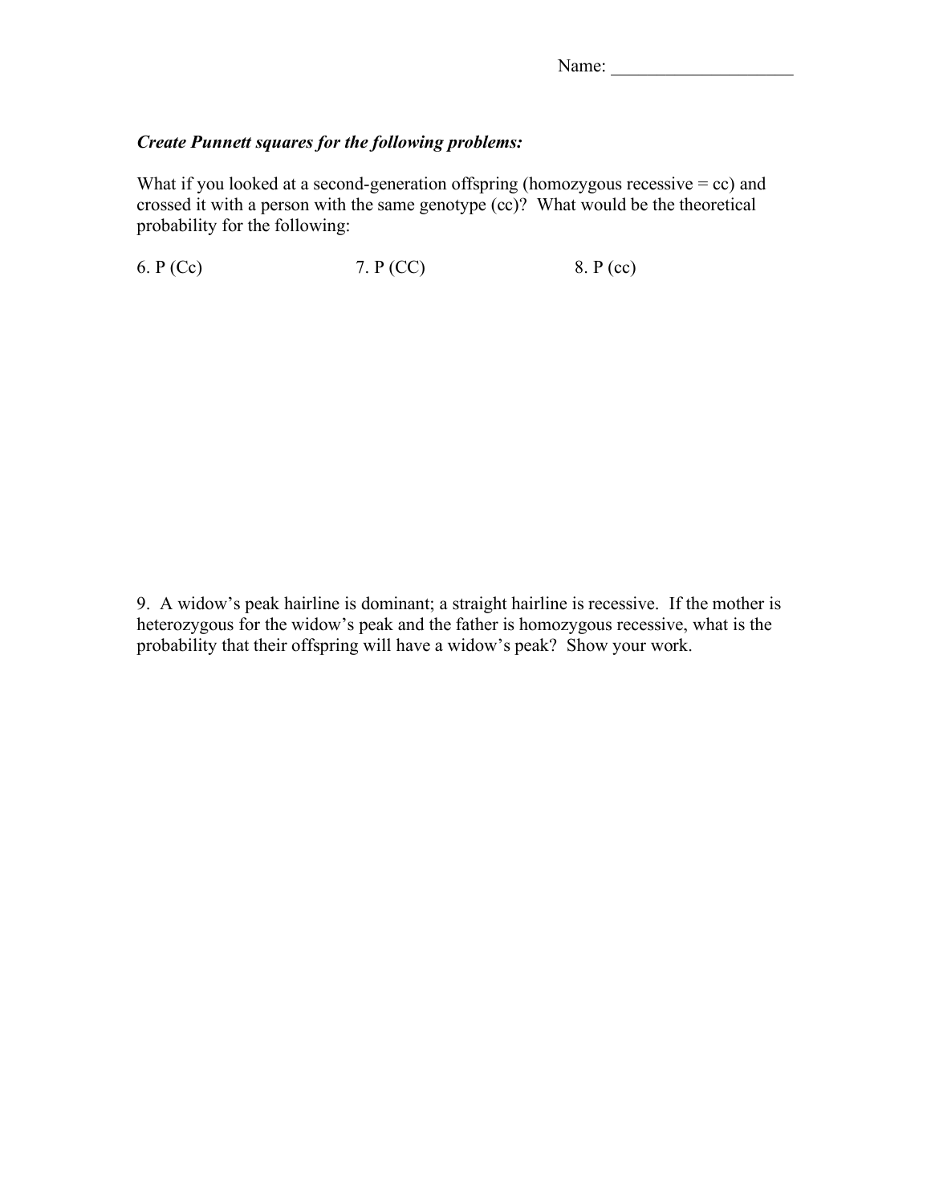Name: ____________________

***Create Punnett squares for the following problems:***

What if you looked at a second-generation offspring (homozygous recessive = cc) and crossed it with a person with the same genotype (cc)? What would be the theoretical probability for the following:

6. P (Cc) 7. P (CC) 8. P (cc)

9. A widow's peak hairline is dominant; a straight hairline is recessive. If the mother is heterozygous for the widow's peak and the father is homozygous recessive, what is the probability that their offspring will have a widow's peak? Show your work.